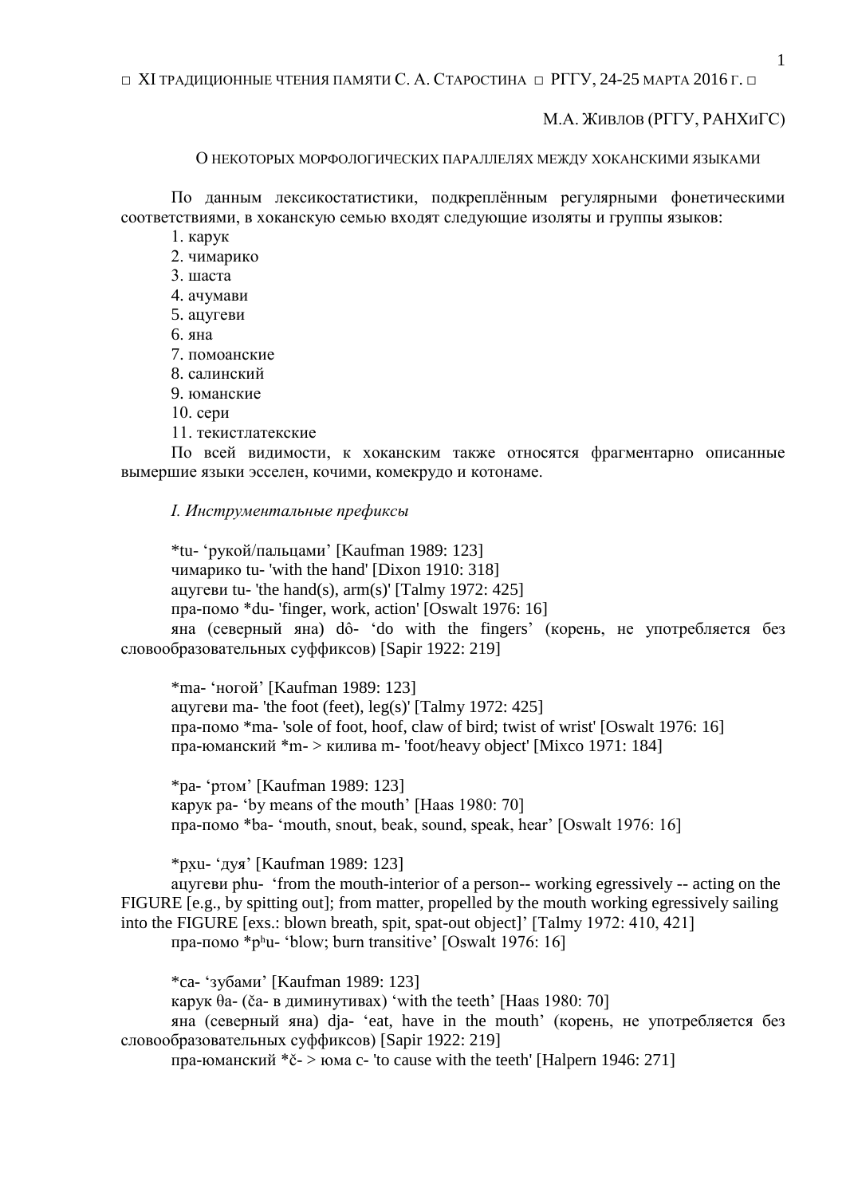□ XI ТРАДИЦИОННЫЕ ЧТЕНИЯ ПАМЯТИ С. А. СТАРОСТИНА □ РГГУ, 24-25 МАРТА 2016 Г. □

М.А. ЖИВЛОВ (РГГУ, РАНХиГС)

О НЕКОТОРЫХ МОРФОЛОГИЧЕСКИХ ПАРАЛЛЕЛЯХ МЕЖДУ ХОКАНСКИМИ ЯЗЫКАМИ

По данным лексикостатистики, подкреплённым регулярными фонетическими соответствиями, в хоканскую семью входят следующие изоляты и группы языков:

1. карук
2. чимарико
3. шаста
4. ачумави
5. ацугеви
6. яна
7. помоанские
8. салинский
9. юманские
10. сери
11. текистлатекские

По всей видимости, к хоканским также относятся фрагментарно описанные вымершие языки эсселен, кочими, комекрудо и котонаме.

*I. Инструментальные префиксы*

*tu- ‘рукой/пальцами’ [Kaufman 1989: 123]
чимарико tu- 'with the hand' [Dixon 1910: 318]
ацугеви tu- 'the hand(s), arm(s)' [Talmy 1972: 425]
пра-помо *du- 'finger, work, action' [Oswalt 1976: 16]
яна (северный яна) dô- ‘do with the fingers’ (корень, не употребляется без словообразовательных суффиксов) [Sapir 1922: 219]

*ma- ‘ногой’ [Kaufman 1989: 123]
ацугеви ma- 'the foot (feet), leg(s)' [Talmy 1972: 425]
пра-помо *ma- 'sole of foot, hoof, claw of bird; twist of wrist' [Oswalt 1976: 16]
пра-юманский *m- > килива m- 'foot/heavy object' [Mixco 1971: 184]

*pa- ‘ртом’ [Kaufman 1989: 123]
карук pa- ‘by means of the mouth’ [Haas 1980: 70]
пра-помо *ba- ‘mouth, snout, beak, sound, speak, hear’ [Oswalt 1976: 16]

*pxu- ‘дуя’ [Kaufman 1989: 123]
ацугеви phu- ‘from the mouth-interior of a person-- working egressively -- acting on the FIGURE [e.g., by spitting out]; from matter, propelled by the mouth working egressively sailing into the FIGURE [exs.: blown breath, spit, spat-out object]’ [Talmy 1972: 410, 421]
пра-помо *pʰu- ‘blow; burn transitive’ [Oswalt 1976: 16]

*ca- ‘зубами’ [Kaufman 1989: 123]
карук θa- (ča- в диминутивах) ‘with the teeth’ [Haas 1980: 70]
яна (северный яна) dja- ‘eat, have in the mouth’ (корень, не употребляется без словообразовательных суффиксов) [Sapir 1922: 219]
пра-юманский *č- > юма c- 'to cause with the teeth' [Halpern 1946: 271]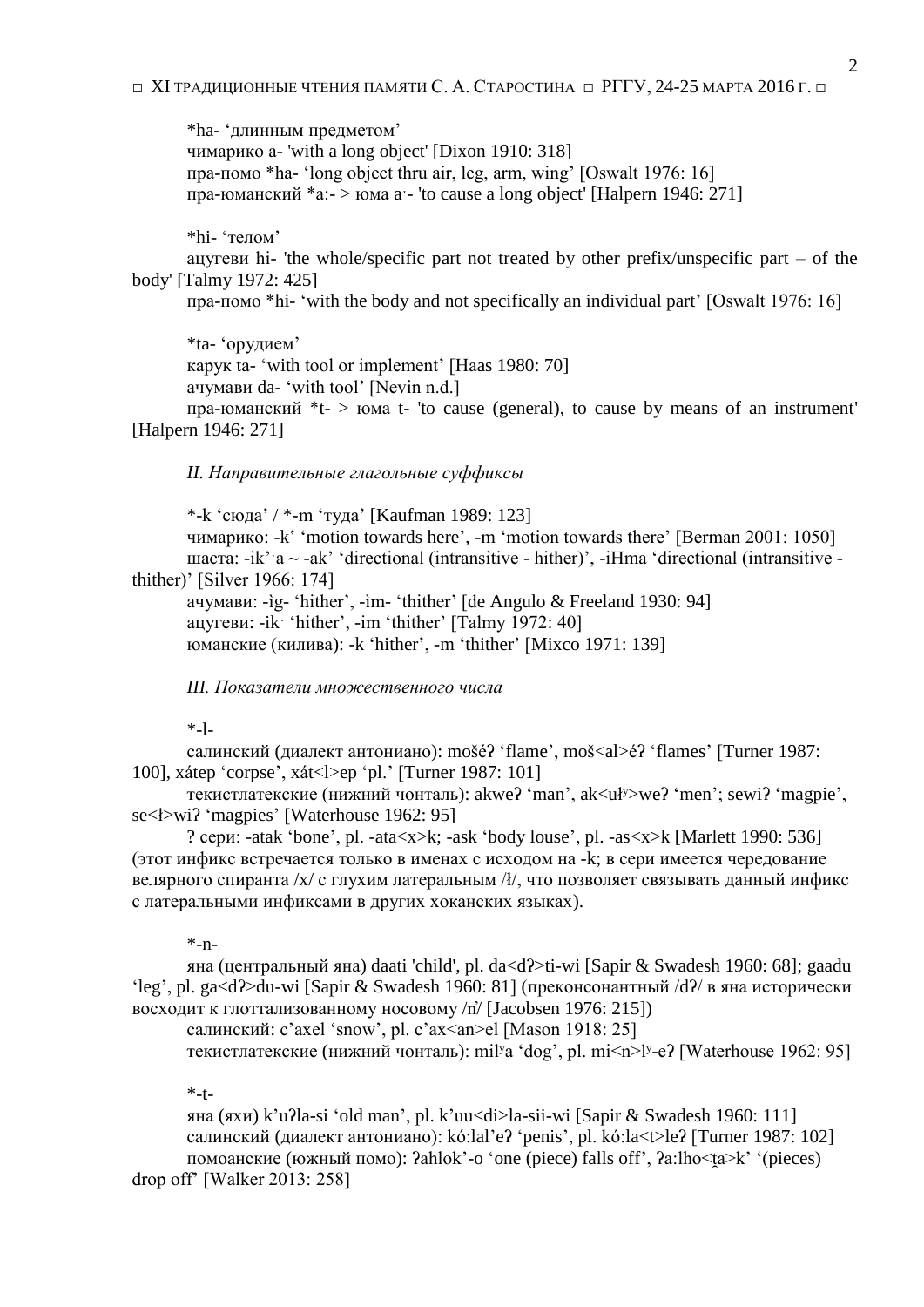*ha- ‘длинным предметом’

чимарико a- 'with a long object' [Dixon 1910: 318]

пра-помо *ha- ‘long object thru air, leg, arm, wing’ [Oswalt 1976: 16]

пра-юманский *a:- > юма a·- 'to cause a long object' [Halpern 1946: 271]

*hi- ‘телом’

ацугеви hi- 'the whole/specific part not treated by other prefix/unspecific part – of the body' [Talmy 1972: 425]

пра-помо *hi- ‘with the body and not specifically an individual part’ [Oswalt 1976: 16]

*ta- ‘орудием’

карук ta- ‘with tool or implement’ [Haas 1980: 70]

ачумави da- ‘with tool’ [Nevin n.d.]

пра-юманский *t- > юма t- 'to cause (general), to cause by means of an instrument' [Halpern 1946: 271]

*II. Направительные глагольные суффиксы*

*-k ‘сюда’ / *-m ‘туда’ [Kaufman 1989: 123]

чимарико: -kʻ ‘motion towards here’, -m ‘motion towards there’ [Berman 2001: 1050]

шаста: -ik’·a ~ -ak’ ‘directional (intransitive - hither)’, -iHma ‘directional (intransitive - thither)’ [Silver 1966: 174]

ачумави: -ìg- ‘hither’, -ìm- ‘thither’ [de Angulo & Freeland 1930: 94]

ацугеви: -ik· ‘hither’, -im ‘thither’ [Talmy 1972: 40]

юманские (килива): -k ‘hither’, -m ‘thither’ [Mixco 1971: 139]

*III. Показатели множественного числа*

*-l-

салинский (диалект антониано): mošéʔ ‘flame’, moš<al>éʔ ‘flames’ [Turner 1987: 100], xátep ‘corpse’, xát<l>ep ‘pl.’ [Turner 1987: 101]

текистлатекские (нижний чонталь): akweʔ ‘man’, ak<uɬʸ>weʔ ‘men’; sewiʔ ‘magpie’, se<ɬ>wiʔ ‘magpies’ [Waterhouse 1962: 95]

? сери: -atak ‘bone’, pl. -ata<x>k; -ask ‘body louse’, pl. -as<x>k [Marlett 1990: 536] (этот инфикс встречается только в именах с исходом на -k; в сери имеется чередование велярного спиранта /x/ с глухим латеральным /ɬ/, что позволяет связывать данный инфикс с латеральными инфиксами в других хоканских языках).

*-n-

яна (центральный яна) daati 'child', pl. da<dʔ>ti-wi [Sapir & Swadesh 1960: 68]; gaadu ‘leg’, pl. ga<dʔ>du-wi [Sapir & Swadesh 1960: 81] (преконсонантный /dʔ/ в яна исторически восходит к глоттализованному носовому /n̓/ [Jacobsen 1976: 215])

салинский: c’axel ‘snow’, pl. c’ax<an>el [Mason 1918: 25]

текистлатекские (нижний чонталь): milʸa ‘dog’, pl. mi<n>lʸ-eʔ [Waterhouse 1962: 95]

*-t-

яна (яхи) k’uʔla-si ‘old man’, pl. k’uu<di>la-sii-wi [Sapir & Swadesh 1960: 111]

салинский (диалект антониано): kó:lal’eʔ ‘penis’, pl. kó:la<t>leʔ [Turner 1987: 102]

помоанские (южный помо): ʔahlok’-o ‘one (piece) falls off’, ʔa:lho<t̪a>k’ ‘(pieces) drop off’ [Walker 2013: 258]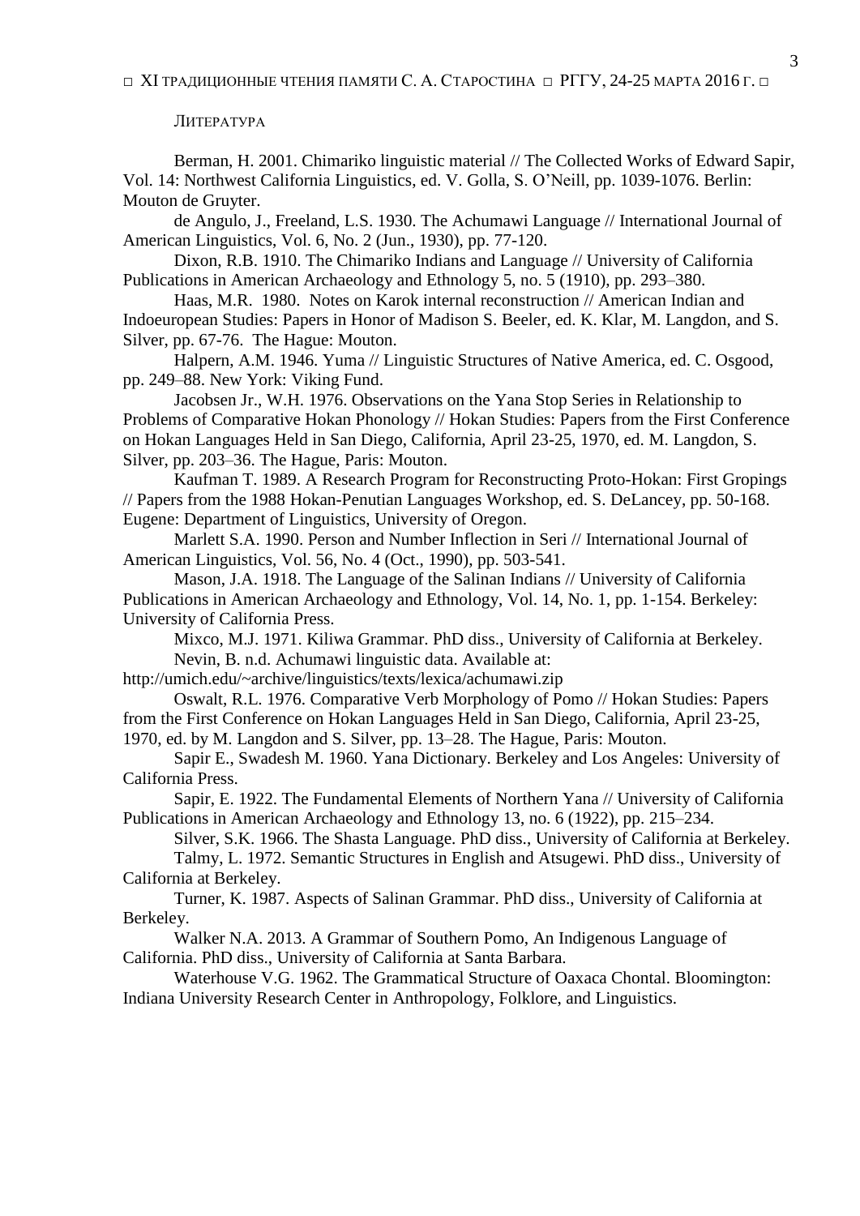## Литература

Berman, H. 2001. Chimariko linguistic material // The Collected Works of Edward Sapir, Vol. 14: Northwest California Linguistics, ed. V. Golla, S. O'Neill, pp. 1039-1076. Berlin: Mouton de Gruyter.

de Angulo, J., Freeland, L.S. 1930. The Achumawi Language // International Journal of American Linguistics, Vol. 6, No. 2 (Jun., 1930), pp. 77-120.

Dixon, R.B. 1910. The Chimariko Indians and Language // University of California Publications in American Archaeology and Ethnology 5, no. 5 (1910), pp. 293–380.

Haas, M.R. 1980. Notes on Karok internal reconstruction // American Indian and Indoeuropean Studies: Papers in Honor of Madison S. Beeler, ed. K. Klar, M. Langdon, and S. Silver, pp. 67-76. The Hague: Mouton.

Halpern, A.M. 1946. Yuma // Linguistic Structures of Native America, ed. C. Osgood, pp. 249–88. New York: Viking Fund.

Jacobsen Jr., W.H. 1976. Observations on the Yana Stop Series in Relationship to Problems of Comparative Hokan Phonology // Hokan Studies: Papers from the First Conference on Hokan Languages Held in San Diego, California, April 23-25, 1970, ed. M. Langdon, S. Silver, pp. 203–36. The Hague, Paris: Mouton.

Kaufman T. 1989. A Research Program for Reconstructing Proto-Hokan: First Gropings // Papers from the 1988 Hokan-Penutian Languages Workshop, ed. S. DeLancey, pp. 50-168. Eugene: Department of Linguistics, University of Oregon.

Marlett S.A. 1990. Person and Number Inflection in Seri // International Journal of American Linguistics, Vol. 56, No. 4 (Oct., 1990), pp. 503-541.

Mason, J.A. 1918. The Language of the Salinan Indians // University of California Publications in American Archaeology and Ethnology, Vol. 14, No. 1, pp. 1-154. Berkeley: University of California Press.

Mixco, M.J. 1971. Kiliwa Grammar. PhD diss., University of California at Berkeley.

Nevin, B. n.d. Achumawi linguistic data. Available at: http://umich.edu/~archive/linguistics/texts/lexica/achumawi.zip

Oswalt, R.L. 1976. Comparative Verb Morphology of Pomo // Hokan Studies: Papers from the First Conference on Hokan Languages Held in San Diego, California, April 23-25, 1970, ed. by M. Langdon and S. Silver, pp. 13–28. The Hague, Paris: Mouton.

Sapir E., Swadesh M. 1960. Yana Dictionary. Berkeley and Los Angeles: University of California Press.

Sapir, E. 1922. The Fundamental Elements of Northern Yana // University of California Publications in American Archaeology and Ethnology 13, no. 6 (1922), pp. 215–234.

Silver, S.K. 1966. The Shasta Language. PhD diss., University of California at Berkeley.

Talmy, L. 1972. Semantic Structures in English and Atsugewi. PhD diss., University of California at Berkeley.

Turner, K. 1987. Aspects of Salinan Grammar. PhD diss., University of California at Berkeley.

Walker N.A. 2013. A Grammar of Southern Pomo, An Indigenous Language of California. PhD diss., University of California at Santa Barbara.

Waterhouse V.G. 1962. The Grammatical Structure of Oaxaca Chontal. Bloomington: Indiana University Research Center in Anthropology, Folklore, and Linguistics.